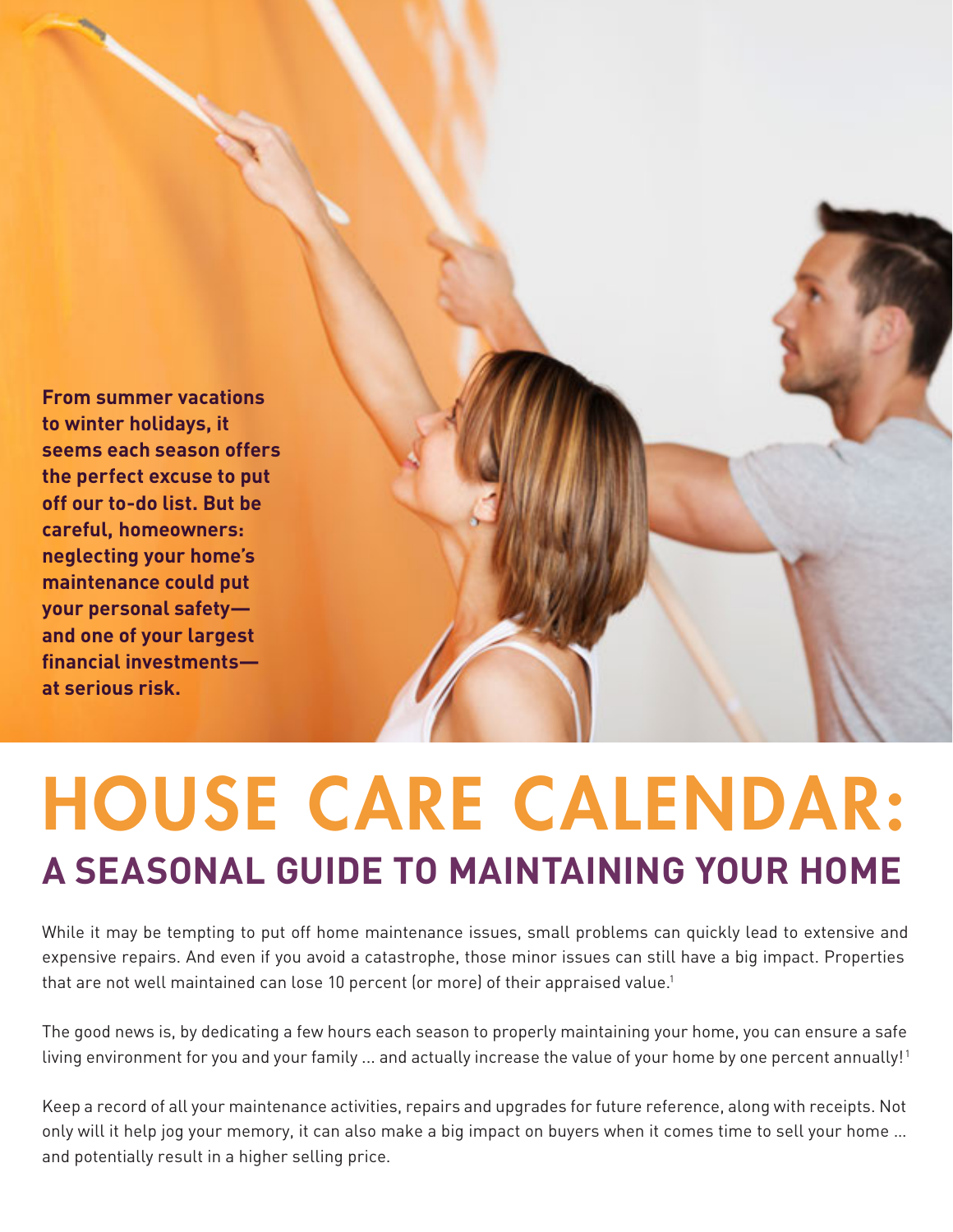**From summer vacations to winter holidays, it seems each season offers the perfect excuse to put off our to-do list. But be careful, homeowners: neglecting your home's maintenance could put your personal safety—and one of your largest financial investments—at serious risk.**

# HOUSE CARE CALENDAR:

## A SEASONAL GUIDE TO MAINTAINING YOUR HOME

While it may be tempting to put off home maintenance issues, small problems can quickly lead to extensive and expensive repairs. And even if you avoid a catastrophe, those minor issues can still have a big impact. Properties that are not well maintained can lose 10 percent (or more) of their appraised value.[1]

The good news is, by dedicating a few hours each season to properly maintaining your home, you can ensure a safe living environment for you and your family ... and actually increase the value of your home by one percent annually![1]

Keep a record of all your maintenance activities, repairs and upgrades for future reference, along with receipts. Not only will it help jog your memory, it can also make a big impact on buyers when it comes time to sell your home ... and potentially result in a higher selling price.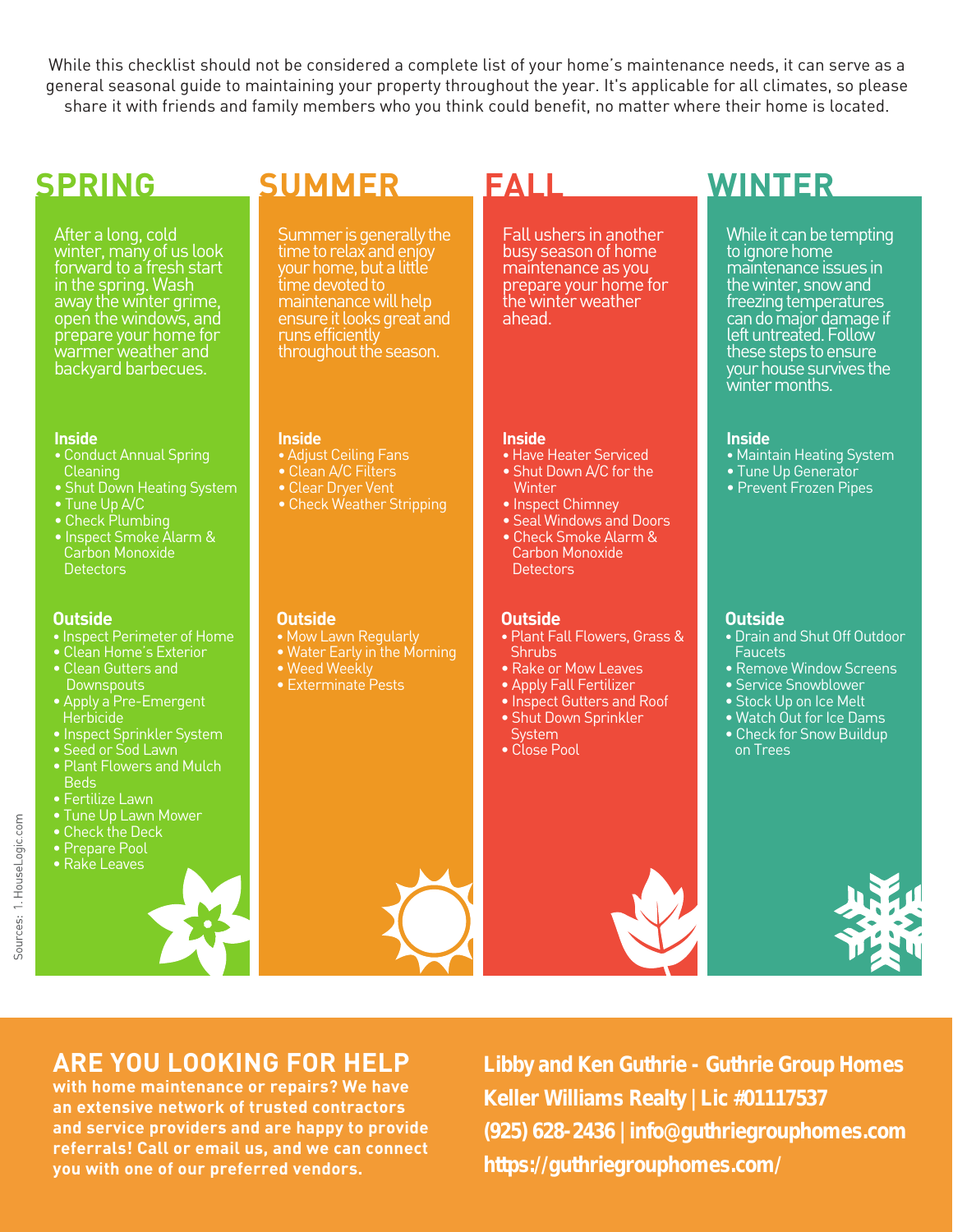While this checklist should not be considered a complete list of your home's maintenance needs, it can serve as a general seasonal guide to maintaining your property throughout the year. It's applicable for all climates, so please share it with friends and family members who you think could benefit, no matter where their home is located.

## SPRING

After a long, cold winter, many of us look forward to a fresh start in the spring. Wash away the winter grime, open the windows, and prepare your home for warmer weather and backyard barbecues.

**Inside**

- Conduct Annual Spring Cleaning
- Shut Down Heating System
- Tune Up A/C
- Check Plumbing
- Inspect Smoke Alarm & Carbon Monoxide Detectors

**Outside**

- Inspect Perimeter of Home
- Clean Home's Exterior
- Clean Gutters and Downspouts
- Apply a Pre-Emergent Herbicide
- Inspect Sprinkler System
- Seed or Sod Lawn
- Plant Flowers and Mulch Beds
- Fertilize Lawn
- Tune Up Lawn Mower
- Check the Deck
- Prepare Pool
- Rake Leaves

## SUMMER

Summer is generally the time to relax and enjoy your home, but a little time devoted to maintenance will help ensure it looks great and runs efficiently throughout the season.

**Inside**

- Adjust Ceiling Fans
- Clean A/C Filters
- Clear Dryer Vent
- Check Weather Stripping

**Outside**

- Mow Lawn Regularly
- Water Early in the Morning
- Weed Weekly
- Exterminate Pests

## FALL

Fall ushers in another busy season of home maintenance as you prepare your home for the winter weather ahead.

**Inside**

- Have Heater Serviced
- Shut Down A/C for the Winter
- Inspect Chimney
- Seal Windows and Doors
- Check Smoke Alarm & Carbon Monoxide Detectors

**Outside**

- Plant Fall Flowers, Grass & Shrubs
- Rake or Mow Leaves
- Apply Fall Fertilizer
- Inspect Gutters and Roof
- Shut Down Sprinkler System
- Close Pool

## WINTER

While it can be tempting to ignore home maintenance issues in the winter, snow and freezing temperatures can do major damage if left untreated. Follow these steps to ensure your house survives the winter months.

**Inside**

- Maintain Heating System
- Tune Up Generator
- Prevent Frozen Pipes

**Outside**

- Drain and Shut Off Outdoor Faucets
- Remove Window Screens
- Service Snowblower
- Stock Up on Ice Melt
- Watch Out for Ice Dams
- Check for Snow Buildup on Trees

Sources: 1. HouseLogic.com

## ARE YOU LOOKING FOR HELP

**with home maintenance or repairs? We have an extensive network of trusted contractors and service providers and are happy to provide referrals! Call or email us, and we can connect you with one of our preferred vendors.**

**Libby and Ken Guthrie - Guthrie Group Homes**
**Keller Williams Realty | Lic #01117537**
**(925) 628-2436 | info@guthriegrouphomes.com**
**https://guthriegrouphomes.com/**